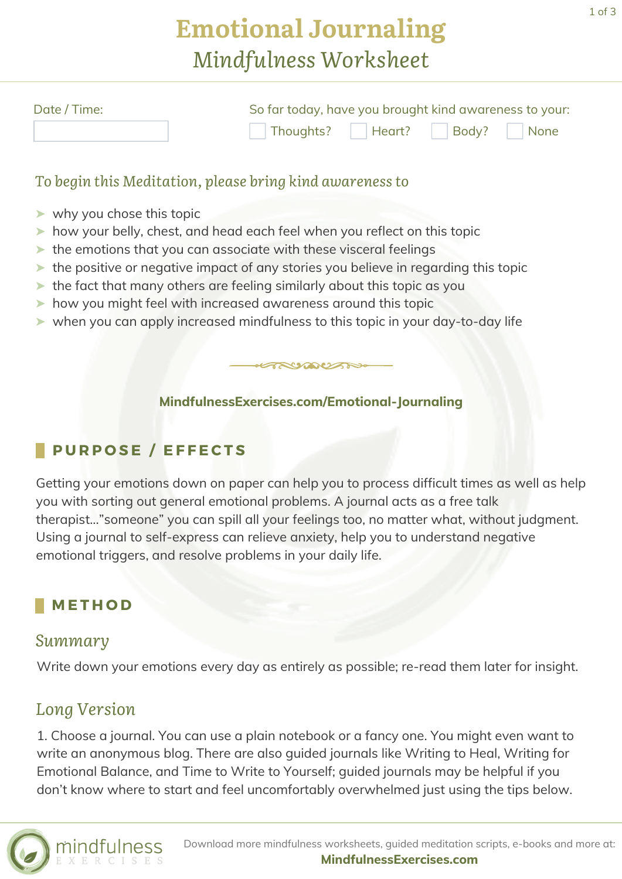# Emotional Journaling

## *Mindfulness Worksheet*

Date / Time:

So far today, have you brought kind awareness to your:

☐ Thoughts? ☐ Heart? ☐ Body? ☐ None

### *To begin this Meditation, please bring kind awareness to*

- why you chose this topic
- how your belly, chest, and head each feel when you reflect on this topic
- the emotions that you can associate with these visceral feelings
- the positive or negative impact of any stories you believe in regarding this topic
- the fact that many others are feeling similarly about this topic as you
- how you might feel with increased awareness around this topic
- when you can apply increased mindfulness to this topic in your day-to-day life

**MindfulnessExercises.com/Emotional-Journaling**

## PURPOSE / EFFECTS

Getting your emotions down on paper can help you to process difficult times as well as help you with sorting out general emotional problems. A journal acts as a free talk therapist..."someone" you can spill all your feelings too, no matter what, without judgment. Using a journal to self-express can relieve anxiety, help you to understand negative emotional triggers, and resolve problems in your daily life.

## METHOD

### *Summary*

Write down your emotions every day as entirely as possible; re-read them later for insight.

### *Long Version*

1. Choose a journal. You can use a plain notebook or a fancy one. You might even want to write an anonymous blog. There are also guided journals like Writing to Heal, Writing for Emotional Balance, and Time to Write to Yourself; guided journals may be helpful if you don't know where to start and feel uncomfortably overwhelmed just using the tips below.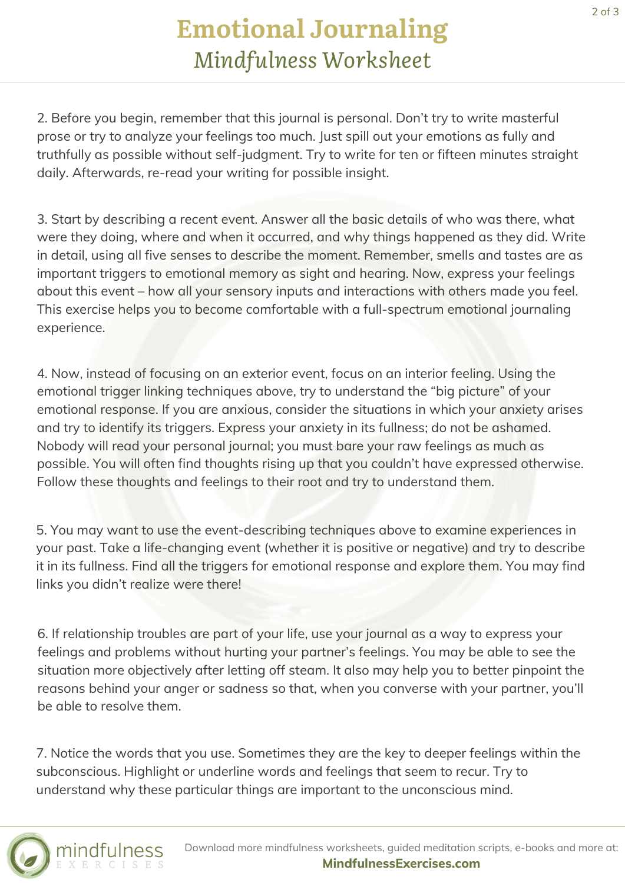# Emotional Journaling
## *Mindfulness Worksheet*

2. Before you begin, remember that this journal is personal. Don't try to write masterful prose or try to analyze your feelings too much. Just spill out your emotions as fully and truthfully as possible without self-judgment. Try to write for ten or fifteen minutes straight daily. Afterwards, re-read your writing for possible insight.

3. Start by describing a recent event. Answer all the basic details of who was there, what were they doing, where and when it occurred, and why things happened as they did. Write in detail, using all five senses to describe the moment. Remember, smells and tastes are as important triggers to emotional memory as sight and hearing. Now, express your feelings about this event – how all your sensory inputs and interactions with others made you feel. This exercise helps you to become comfortable with a full-spectrum emotional journaling experience.

4. Now, instead of focusing on an exterior event, focus on an interior feeling. Using the emotional trigger linking techniques above, try to understand the "big picture" of your emotional response. If you are anxious, consider the situations in which your anxiety arises and try to identify its triggers. Express your anxiety in its fullness; do not be ashamed. Nobody will read your personal journal; you must bare your raw feelings as much as possible. You will often find thoughts rising up that you couldn't have expressed otherwise. Follow these thoughts and feelings to their root and try to understand them.

5. You may want to use the event-describing techniques above to examine experiences in your past. Take a life-changing event (whether it is positive or negative) and try to describe it in its fullness. Find all the triggers for emotional response and explore them. You may find links you didn't realize were there!

6. If relationship troubles are part of your life, use your journal as a way to express your feelings and problems without hurting your partner's feelings. You may be able to see the situation more objectively after letting off steam. It also may help you to better pinpoint the reasons behind your anger or sadness so that, when you converse with your partner, you'll be able to resolve them.

7. Notice the words that you use. Sometimes they are the key to deeper feelings within the subconscious. Highlight or underline words and feelings that seem to recur. Try to understand why these particular things are important to the unconscious mind.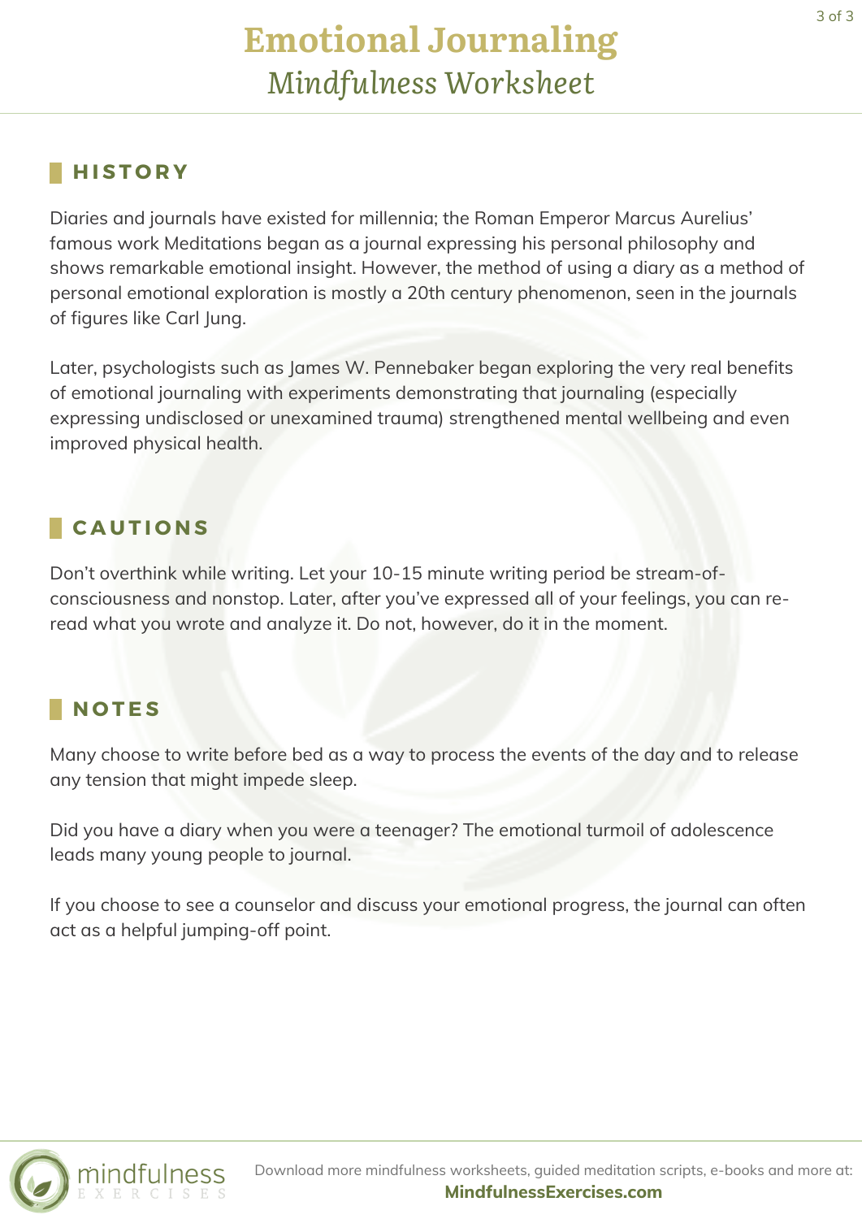# Emotional Journaling

*Mindfulness Worksheet*

## HISTORY

Diaries and journals have existed for millennia; the Roman Emperor Marcus Aurelius' famous work Meditations began as a journal expressing his personal philosophy and shows remarkable emotional insight. However, the method of using a diary as a method of personal emotional exploration is mostly a 20th century phenomenon, seen in the journals of figures like Carl Jung.

Later, psychologists such as James W. Pennebaker began exploring the very real benefits of emotional journaling with experiments demonstrating that journaling (especially expressing undisclosed or unexamined trauma) strengthened mental wellbeing and even improved physical health.

## CAUTIONS

Don't overthink while writing. Let your 10-15 minute writing period be stream-of-consciousness and nonstop. Later, after you've expressed all of your feelings, you can re-read what you wrote and analyze it. Do not, however, do it in the moment.

## NOTES

Many choose to write before bed as a way to process the events of the day and to release any tension that might impede sleep.

Did you have a diary when you were a teenager? The emotional turmoil of adolescence leads many young people to journal.

If you choose to see a counselor and discuss your emotional progress, the journal can often act as a helpful jumping-off point.

Download more mindfulness worksheets, guided meditation scripts, e-books and more at: **MindfulnessExercises.com**